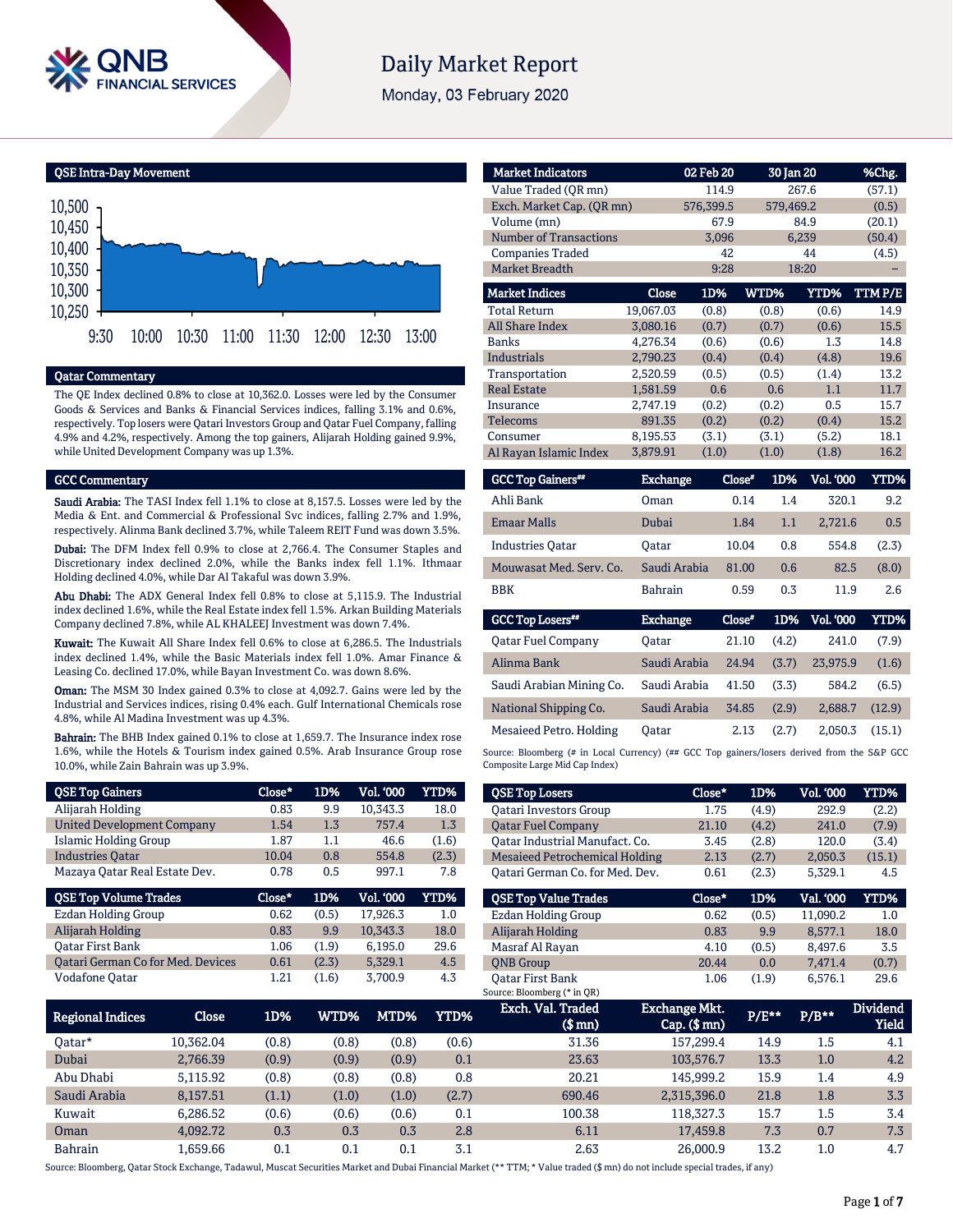# Daily Market Report

Monday, 03 February 2020

## QSE Intra-Day Movement

## Qatar Commentary

The QE Index declined 0.8% to close at 10,362.0. Losses were led by the Consumer Goods & Services and Banks & Financial Services indices, falling 3.1% and 0.6%, respectively. Top losers were Qatari Investors Group and Qatar Fuel Company, falling 4.9% and 4.2%, respectively. Among the top gainers, Alijarah Holding gained 9.9%, while United Development Company was up 1.3%.

## GCC Commentary

**Saudi Arabia:** The TASI Index fell 1.1% to close at 8,157.5. Losses were led by the Media & Ent. and Commercial & Professional Svc indices, falling 2.7% and 1.9%, respectively. Alinma Bank declined 3.7%, while Taleem REIT Fund was down 3.5%.

**Dubai:** The DFM Index fell 0.9% to close at 2,766.4. The Consumer Staples and Discretionary index declined 2.0%, while the Banks index fell 1.1%. Ithmaar Holding declined 4.0%, while Dar Al Takaful was down 3.9%.

**Abu Dhabi:** The ADX General Index fell 0.8% to close at 5,115.9. The Industrial index declined 1.6%, while the Real Estate index fell 1.5%. Arkan Building Materials Company declined 7.8%, while AL KHALEEJ Investment was down 7.4%.

**Kuwait:** The Kuwait All Share Index fell 0.6% to close at 6,286.5. The Industrials index declined 1.4%, while the Basic Materials index fell 1.0%. Amar Finance & Leasing Co. declined 17.0%, while Bayan Investment Co. was down 8.6%.

**Oman:** The MSM 30 Index gained 0.3% to close at 4,092.7. Gains were led by the Industrial and Services indices, rising 0.4% each. Gulf International Chemicals rose 4.8%, while Al Madina Investment was up 4.3%.

**Bahrain:** The BHB Index gained 0.1% to close at 1,659.7. The Insurance index rose 1.6%, while the Hotels & Tourism index gained 0.5%. Arab Insurance Group rose 10.0%, while Zain Bahrain was up 3.9%.

| Market Indicators | 02 Feb 20 | 30 Jan 20 | %Chg. |
|---|---|---|---|
| Value Traded (QR mn) | 114.9 | 267.6 | (57.1) |
| Exch. Market Cap. (QR mn) | 576,399.5 | 579,469.2 | (0.5) |
| Volume (mn) | 67.9 | 84.9 | (20.1) |
| Number of Transactions | 3,096 | 6,239 | (50.4) |
| Companies Traded | 42 | 44 | (4.5) |
| Market Breadth | 9:28 | 18:20 | – |

| Market Indices | Close | 1D% | WTD% | YTD% | TTM P/E |
|---|---|---|---|---|---|
| Total Return | 19,067.03 | (0.8) | (0.8) | (0.6) | 14.9 |
| All Share Index | 3,080.16 | (0.7) | (0.7) | (0.6) | 15.5 |
| Banks | 4,276.34 | (0.6) | (0.6) | 1.3 | 14.8 |
| Industrials | 2,790.23 | (0.4) | (0.4) | (4.8) | 19.6 |
| Transportation | 2,520.59 | (0.5) | (0.5) | (1.4) | 13.2 |
| Real Estate | 1,581.59 | 0.6 | 0.6 | 1.1 | 11.7 |
| Insurance | 2,747.19 | (0.2) | (0.2) | 0.5 | 15.7 |
| Telecoms | 891.35 | (0.2) | (0.2) | (0.4) | 15.2 |
| Consumer | 8,195.53 | (3.1) | (3.1) | (5.2) | 18.1 |
| Al Rayan Islamic Index | 3,879.91 | (1.0) | (1.0) | (1.8) | 16.2 |

| GCC Top Gainers## | Exchange | Close# | 1D% | Vol. '000 | YTD% |
|---|---|---|---|---|---|
| Ahli Bank | Oman | 0.14 | 1.4 | 320.1 | 9.2 |
| Emaar Malls | Dubai | 1.84 | 1.1 | 2,721.6 | 0.5 |
| Industries Qatar | Qatar | 10.04 | 0.8 | 554.8 | (2.3) |
| Mouwasat Med. Serv. Co. | Saudi Arabia | 81.00 | 0.6 | 82.5 | (8.0) |
| BBK | Bahrain | 0.59 | 0.3 | 11.9 | 2.6 |

| GCC Top Losers## | Exchange | Close# | 1D% | Vol. '000 | YTD% |
|---|---|---|---|---|---|
| Qatar Fuel Company | Qatar | 21.10 | (4.2) | 241.0 | (7.9) |
| Alinma Bank | Saudi Arabia | 24.94 | (3.7) | 23,975.9 | (1.6) |
| Saudi Arabian Mining Co. | Saudi Arabia | 41.50 | (3.3) | 584.2 | (6.5) |
| National Shipping Co. | Saudi Arabia | 34.85 | (2.9) | 2,688.7 | (12.9) |
| Mesaieed Petro. Holding | Qatar | 2.13 | (2.7) | 2,050.3 | (15.1) |

Source: Bloomberg (# in Local Currency) (## GCC Top gainers/losers derived from the S&P GCC Composite Large Mid Cap Index)

| QSE Top Gainers | Close* | 1D% | Vol. '000 | YTD% |
|---|---|---|---|---|
| Alijarah Holding | 0.83 | 9.9 | 10,343.3 | 18.0 |
| United Development Company | 1.54 | 1.3 | 757.4 | 1.3 |
| Islamic Holding Group | 1.87 | 1.1 | 46.6 | (1.6) |
| Industries Qatar | 10.04 | 0.8 | 554.8 | (2.3) |
| Mazaya Qatar Real Estate Dev. | 0.78 | 0.5 | 997.1 | 7.8 |

| QSE Top Volume Trades | Close* | 1D% | Vol. '000 | YTD% |
|---|---|---|---|---|
| Ezdan Holding Group | 0.62 | (0.5) | 17,926.3 | 1.0 |
| Alijarah Holding | 0.83 | 9.9 | 10,343.3 | 18.0 |
| Qatar First Bank | 1.06 | (1.9) | 6,195.0 | 29.6 |
| Qatari German Co for Med. Devices | 0.61 | (2.3) | 5,329.1 | 4.5 |
| Vodafone Qatar | 1.21 | (1.6) | 3,700.9 | 4.3 |

| QSE Top Losers | Close* | 1D% | Vol. '000 | YTD% |
|---|---|---|---|---|
| Qatari Investors Group | 1.75 | (4.9) | 292.9 | (2.2) |
| Qatar Fuel Company | 21.10 | (4.2) | 241.0 | (7.9) |
| Qatar Industrial Manufact. Co. | 3.45 | (2.8) | 120.0 | (3.4) |
| Mesaieed Petrochemical Holding | 2.13 | (2.7) | 2,050.3 | (15.1) |
| Qatari German Co. for Med. Dev. | 0.61 | (2.3) | 5,329.1 | 4.5 |

| QSE Top Value Trades | Close* | 1D% | Val. '000 | YTD% |
|---|---|---|---|---|
| Ezdan Holding Group | 0.62 | (0.5) | 11,090.2 | 1.0 |
| Alijarah Holding | 0.83 | 9.9 | 8,577.1 | 18.0 |
| Masraf Al Rayan | 4.10 | (0.5) | 8,497.6 | 3.5 |
| QNB Group | 20.44 | 0.0 | 7,471.4 | (0.7) |
| Qatar First Bank | 1.06 | (1.9) | 6,576.1 | 29.6 |

Source: Bloomberg (* in QR)

| Regional Indices | Close | 1D% | WTD% | MTD% | YTD% | Exch. Val. Traded ($ mn) | Exchange Mkt. Cap. ($ mn) | P/E** | P/B** | Dividend Yield |
|---|---|---|---|---|---|---|---|---|---|---|
| Qatar* | 10,362.04 | (0.8) | (0.8) | (0.8) | (0.6) | 31.36 | 157,299.4 | 14.9 | 1.5 | 4.1 |
| Dubai | 2,766.39 | (0.9) | (0.9) | (0.9) | 0.1 | 23.63 | 103,576.7 | 13.3 | 1.0 | 4.2 |
| Abu Dhabi | 5,115.92 | (0.8) | (0.8) | (0.8) | 0.8 | 20.21 | 145,999.2 | 15.9 | 1.4 | 4.9 |
| Saudi Arabia | 8,157.51 | (1.1) | (1.0) | (1.0) | (2.7) | 690.46 | 2,315,396.0 | 21.8 | 1.8 | 3.3 |
| Kuwait | 6,286.52 | (0.6) | (0.6) | (0.6) | 0.1 | 100.38 | 118,327.3 | 15.7 | 1.5 | 3.4 |
| Oman | 4,092.72 | 0.3 | 0.3 | 0.3 | 2.8 | 6.11 | 17,459.8 | 7.3 | 0.7 | 7.3 |
| Bahrain | 1,659.66 | 0.1 | 0.1 | 0.1 | 3.1 | 2.63 | 26,000.9 | 13.2 | 1.0 | 4.7 |

Source: Bloomberg, Qatar Stock Exchange, Tadawul, Muscat Securities Market and Dubai Financial Market (** TTM; * Value traded ($ mn) do not include special trades, if any)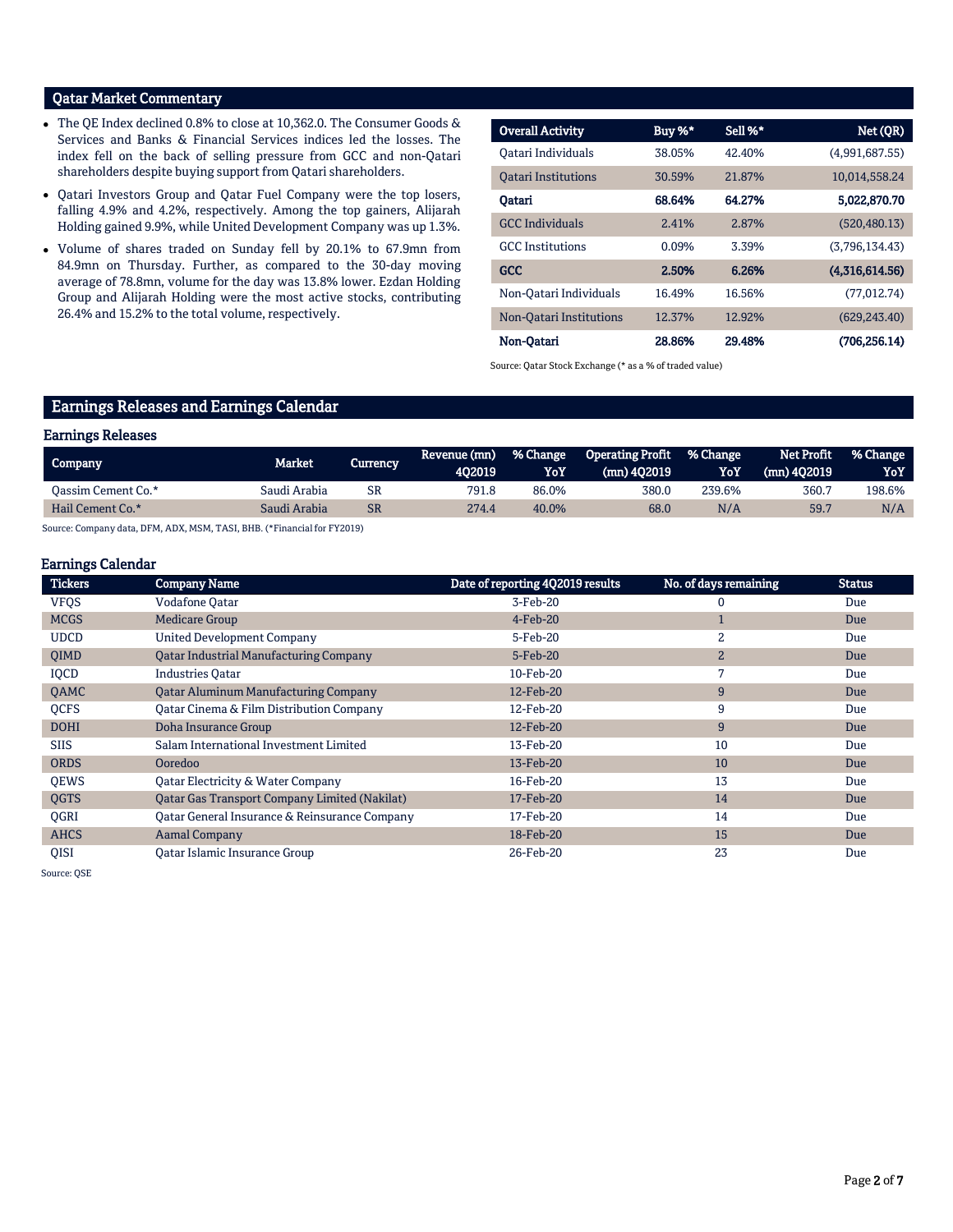## Qatar Market Commentary

- The QE Index declined 0.8% to close at 10,362.0. The Consumer Goods & Services and Banks & Financial Services indices led the losses. The index fell on the back of selling pressure from GCC and non-Qatari shareholders despite buying support from Qatari shareholders.
- Qatari Investors Group and Qatar Fuel Company were the top losers, falling 4.9% and 4.2%, respectively. Among the top gainers, Alijarah Holding gained 9.9%, while United Development Company was up 1.3%.
- Volume of shares traded on Sunday fell by 20.1% to 67.9mn from 84.9mn on Thursday. Further, as compared to the 30-day moving average of 78.8mn, volume for the day was 13.8% lower. Ezdan Holding Group and Alijarah Holding were the most active stocks, contributing 26.4% and 15.2% to the total volume, respectively.

| Overall Activity | Buy %* | Sell %* | Net (QR) |
|---|---|---|---|
| Qatari Individuals | 38.05% | 42.40% | (4,991,687.55) |
| Qatari Institutions | 30.59% | 21.87% | 10,014,558.24 |
| **Qatari** | **68.64%** | **64.27%** | **5,022,870.70** |
| GCC Individuals | 2.41% | 2.87% | (520,480.13) |
| GCC Institutions | 0.09% | 3.39% | (3,796,134.43) |
| **GCC** | **2.50%** | **6.26%** | **(4,316,614.56)** |
| Non-Qatari Individuals | 16.49% | 16.56% | (77,012.74) |
| Non-Qatari Institutions | 12.37% | 12.92% | (629,243.40) |
| **Non-Qatari** | **28.86%** | **29.48%** | **(706,256.14)** |

Source: Qatar Stock Exchange (* as a % of traded value)

## Earnings Releases and Earnings Calendar

### Earnings Releases

| Company | Market | Currency | Revenue (mn) 4Q2019 | % Change YoY | Operating Profit (mn) 4Q2019 | % Change YoY | Net Profit (mn) 4Q2019 | % Change YoY |
|---|---|---|---|---|---|---|---|---|
| Qassim Cement Co.* | Saudi Arabia | SR | 791.8 | 86.0% | 380.0 | 239.6% | 360.7 | 198.6% |
| Hail Cement Co.* | Saudi Arabia | SR | 274.4 | 40.0% | 68.0 | N/A | 59.7 | N/A |

Source: Company data, DFM, ADX, MSM, TASI, BHB. (*Financial for FY2019)

### Earnings Calendar

| Tickers | Company Name | Date of reporting 4Q2019 results | No. of days remaining | Status |
|---|---|---|---|---|
| VFQS | Vodafone Qatar | 3-Feb-20 | 0 | Due |
| MCGS | Medicare Group | 4-Feb-20 | 1 | Due |
| UDCD | United Development Company | 5-Feb-20 | 2 | Due |
| QIMD | Qatar Industrial Manufacturing Company | 5-Feb-20 | 2 | Due |
| IQCD | Industries Qatar | 10-Feb-20 | 7 | Due |
| QAMC | Qatar Aluminum Manufacturing Company | 12-Feb-20 | 9 | Due |
| QCFS | Qatar Cinema & Film Distribution Company | 12-Feb-20 | 9 | Due |
| DOHI | Doha Insurance Group | 12-Feb-20 | 9 | Due |
| SIIS | Salam International Investment Limited | 13-Feb-20 | 10 | Due |
| ORDS | Ooredoo | 13-Feb-20 | 10 | Due |
| QEWS | Qatar Electricity & Water Company | 16-Feb-20 | 13 | Due |
| QGTS | Qatar Gas Transport Company Limited (Nakilat) | 17-Feb-20 | 14 | Due |
| QGRI | Qatar General Insurance & Reinsurance Company | 17-Feb-20 | 14 | Due |
| AHCS | Aamal Company | 18-Feb-20 | 15 | Due |
| QISI | Qatar Islamic Insurance Group | 26-Feb-20 | 23 | Due |

Source: QSE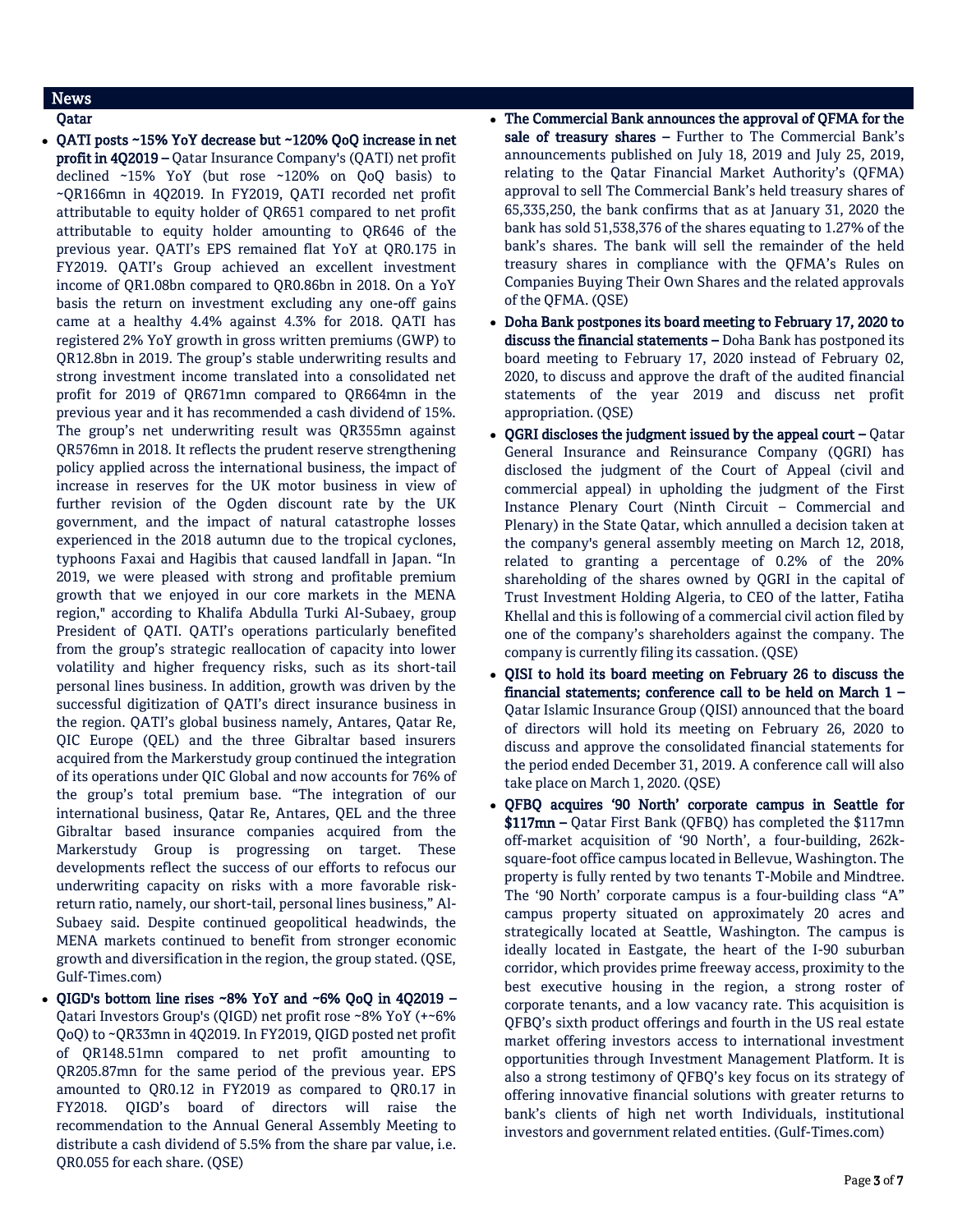## News

### Qatar

- **QATI posts ~15% YoY decrease but ~120% QoQ increase in net profit in 4Q2019 –** Qatar Insurance Company's (QATI) net profit declined ~15% YoY (but rose ~120% on QoQ basis) to ~QR166mn in 4Q2019. In FY2019, QATI recorded net profit attributable to equity holder of QR651 compared to net profit attributable to equity holder amounting to QR646 of the previous year. QATI's EPS remained flat YoY at QR0.175 in FY2019. QATI's Group achieved an excellent investment income of QR1.08bn compared to QR0.86bn in 2018. On a YoY basis the return on investment excluding any one-off gains came at a healthy 4.4% against 4.3% for 2018. QATI has registered 2% YoY growth in gross written premiums (GWP) to QR12.8bn in 2019. The group's stable underwriting results and strong investment income translated into a consolidated net profit for 2019 of QR671mn compared to QR664mn in the previous year and it has recommended a cash dividend of 15%. The group's net underwriting result was QR355mn against QR576mn in 2018. It reflects the prudent reserve strengthening policy applied across the international business, the impact of increase in reserves for the UK motor business in view of further revision of the Ogden discount rate by the UK government, and the impact of natural catastrophe losses experienced in the 2018 autumn due to the tropical cyclones, typhoons Faxai and Hagibis that caused landfall in Japan. "In 2019, we were pleased with strong and profitable premium growth that we enjoyed in our core markets in the MENA region," according to Khalifa Abdulla Turki Al-Subaey, group President of QATI. QATI's operations particularly benefited from the group's strategic reallocation of capacity into lower volatility and higher frequency risks, such as its short-tail personal lines business. In addition, growth was driven by the successful digitization of QATI's direct insurance business in the region. QATI's global business namely, Antares, Qatar Re, QIC Europe (QEL) and the three Gibraltar based insurers acquired from the Markerstudy group continued the integration of its operations under QIC Global and now accounts for 76% of the group's total premium base. "The integration of our international business, Qatar Re, Antares, QEL and the three Gibraltar based insurance companies acquired from the Markerstudy Group is progressing on target. These developments reflect the success of our efforts to refocus our underwriting capacity on risks with a more favorable risk-return ratio, namely, our short-tail, personal lines business," Al-Subaey said. Despite continued geopolitical headwinds, the MENA markets continued to benefit from stronger economic growth and diversification in the region, the group stated. (QSE, Gulf-Times.com)
- **QIGD's bottom line rises ~8% YoY and ~6% QoQ in 4Q2019 –** Qatari Investors Group's (QIGD) net profit rose ~8% YoY (+~6% QoQ) to ~QR33mn in 4Q2019. In FY2019, QIGD posted net profit of QR148.51mn compared to net profit amounting to QR205.87mn for the same period of the previous year. EPS amounted to QR0.12 in FY2019 as compared to QR0.17 in FY2018. QIGD's board of directors will raise the recommendation to the Annual General Assembly Meeting to distribute a cash dividend of 5.5% from the share par value, i.e. QR0.055 for each share. (QSE)
- **The Commercial Bank announces the approval of QFMA for the sale of treasury shares –** Further to The Commercial Bank's announcements published on July 18, 2019 and July 25, 2019, relating to the Qatar Financial Market Authority's (QFMA) approval to sell The Commercial Bank's held treasury shares of 65,335,250, the bank confirms that as at January 31, 2020 the bank has sold 51,538,376 of the shares equating to 1.27% of the bank's shares. The bank will sell the remainder of the held treasury shares in compliance with the QFMA's Rules on Companies Buying Their Own Shares and the related approvals of the QFMA. (QSE)
- **Doha Bank postpones its board meeting to February 17, 2020 to discuss the financial statements –** Doha Bank has postponed its board meeting to February 17, 2020 instead of February 02, 2020, to discuss and approve the draft of the audited financial statements of the year 2019 and discuss net profit appropriation. (QSE)
- **QGRI discloses the judgment issued by the appeal court –** Qatar General Insurance and Reinsurance Company (QGRI) has disclosed the judgment of the Court of Appeal (civil and commercial appeal) in upholding the judgment of the First Instance Plenary Court (Ninth Circuit – Commercial and Plenary) in the State Qatar, which annulled a decision taken at the company's general assembly meeting on March 12, 2018, related to granting a percentage of 0.2% of the 20% shareholding of the shares owned by QGRI in the capital of Trust Investment Holding Algeria, to CEO of the latter, Fatiha Khellal and this is following of a commercial civil action filed by one of the company's shareholders against the company. The company is currently filing its cassation. (QSE)
- **QISI to hold its board meeting on February 26 to discuss the financial statements; conference call to be held on March 1 –** Qatar Islamic Insurance Group (QISI) announced that the board of directors will hold its meeting on February 26, 2020 to discuss and approve the consolidated financial statements for the period ended December 31, 2019. A conference call will also take place on March 1, 2020. (QSE)
- **QFBQ acquires '90 North' corporate campus in Seattle for $117mn –** Qatar First Bank (QFBQ) has completed the $117mn off-market acquisition of '90 North', a four-building, 262k-square-foot office campus located in Bellevue, Washington. The property is fully rented by two tenants T-Mobile and Mindtree. The '90 North' corporate campus is a four-building class "A" campus property situated on approximately 20 acres and strategically located at Seattle, Washington. The campus is ideally located in Eastgate, the heart of the I-90 suburban corridor, which provides prime freeway access, proximity to the best executive housing in the region, a strong roster of corporate tenants, and a low vacancy rate. This acquisition is QFBQ's sixth product offerings and fourth in the US real estate market offering investors access to international investment opportunities through Investment Management Platform. It is also a strong testimony of QFBQ's key focus on its strategy of offering innovative financial solutions with greater returns to bank's clients of high net worth Individuals, institutional investors and government related entities. (Gulf-Times.com)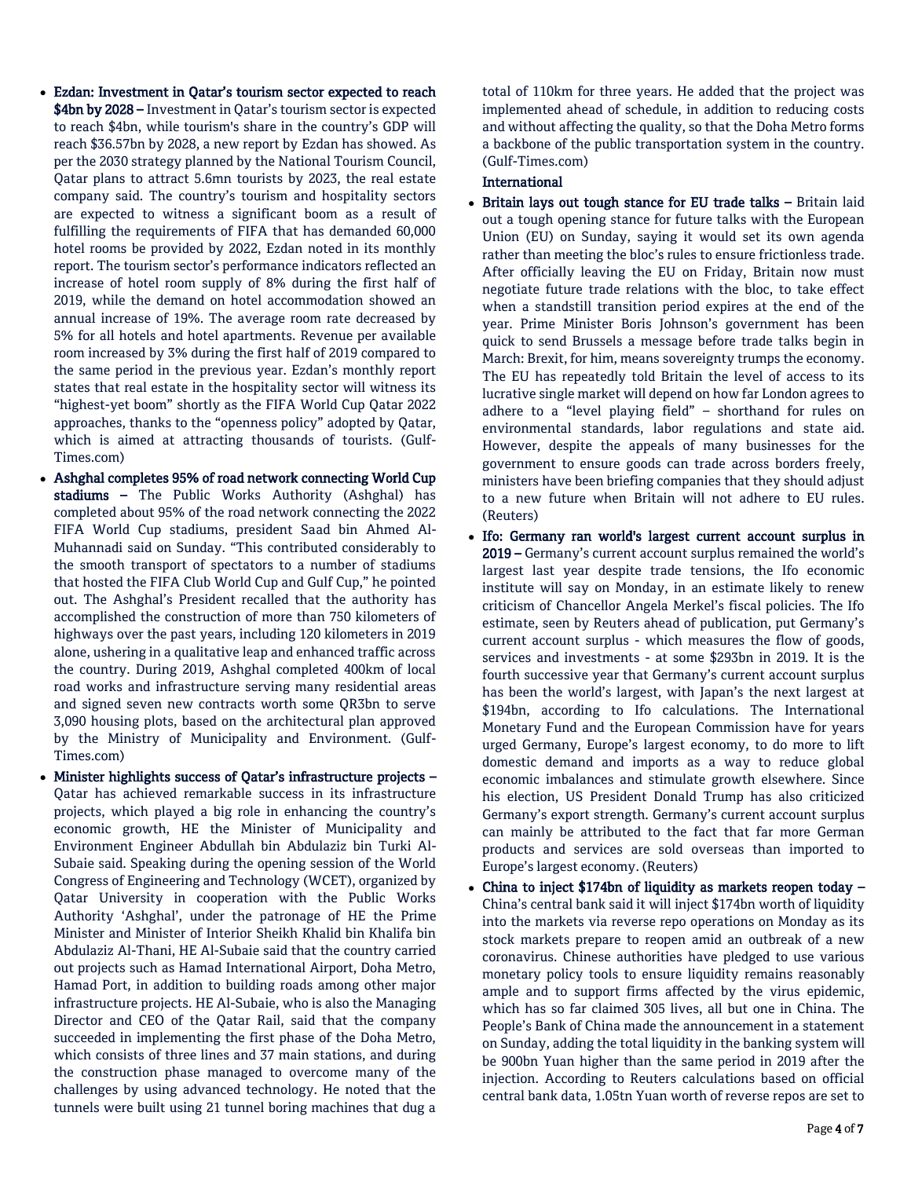- **Ezdan: Investment in Qatar's tourism sector expected to reach $4bn by 2028 –** Investment in Qatar's tourism sector is expected to reach $4bn, while tourism's share in the country's GDP will reach $36.57bn by 2028, a new report by Ezdan has showed. As per the 2030 strategy planned by the National Tourism Council, Qatar plans to attract 5.6mn tourists by 2023, the real estate company said. The country's tourism and hospitality sectors are expected to witness a significant boom as a result of fulfilling the requirements of FIFA that has demanded 60,000 hotel rooms be provided by 2022, Ezdan noted in its monthly report. The tourism sector's performance indicators reflected an increase of hotel room supply of 8% during the first half of 2019, while the demand on hotel accommodation showed an annual increase of 19%. The average room rate decreased by 5% for all hotels and hotel apartments. Revenue per available room increased by 3% during the first half of 2019 compared to the same period in the previous year. Ezdan's monthly report states that real estate in the hospitality sector will witness its "highest-yet boom" shortly as the FIFA World Cup Qatar 2022 approaches, thanks to the "openness policy" adopted by Qatar, which is aimed at attracting thousands of tourists. (Gulf-Times.com)
- **Ashghal completes 95% of road network connecting World Cup stadiums –** The Public Works Authority (Ashghal) has completed about 95% of the road network connecting the 2022 FIFA World Cup stadiums, president Saad bin Ahmed Al-Muhannadi said on Sunday. "This contributed considerably to the smooth transport of spectators to a number of stadiums that hosted the FIFA Club World Cup and Gulf Cup," he pointed out. The Ashghal's President recalled that the authority has accomplished the construction of more than 750 kilometers of highways over the past years, including 120 kilometers in 2019 alone, ushering in a qualitative leap and enhanced traffic across the country. During 2019, Ashghal completed 400km of local road works and infrastructure serving many residential areas and signed seven new contracts worth some QR3bn to serve 3,090 housing plots, based on the architectural plan approved by the Ministry of Municipality and Environment. (Gulf-Times.com)
- **Minister highlights success of Qatar's infrastructure projects –** Qatar has achieved remarkable success in its infrastructure projects, which played a big role in enhancing the country's economic growth, HE the Minister of Municipality and Environment Engineer Abdullah bin Abdulaziz bin Turki Al-Subaie said. Speaking during the opening session of the World Congress of Engineering and Technology (WCET), organized by Qatar University in cooperation with the Public Works Authority 'Ashghal', under the patronage of HE the Prime Minister and Minister of Interior Sheikh Khalid bin Khalifa bin Abdulaziz Al-Thani, HE Al-Subaie said that the country carried out projects such as Hamad International Airport, Doha Metro, Hamad Port, in addition to building roads among other major infrastructure projects. HE Al-Subaie, who is also the Managing Director and CEO of the Qatar Rail, said that the company succeeded in implementing the first phase of the Doha Metro, which consists of three lines and 37 main stations, and during the construction phase managed to overcome many of the challenges by using advanced technology. He noted that the tunnels were built using 21 tunnel boring machines that dug a total of 110km for three years. He added that the project was implemented ahead of schedule, in addition to reducing costs and without affecting the quality, so that the Doha Metro forms a backbone of the public transportation system in the country. (Gulf-Times.com)

**International**

- **Britain lays out tough stance for EU trade talks –** Britain laid out a tough opening stance for future talks with the European Union (EU) on Sunday, saying it would set its own agenda rather than meeting the bloc's rules to ensure frictionless trade. After officially leaving the EU on Friday, Britain now must negotiate future trade relations with the bloc, to take effect when a standstill transition period expires at the end of the year. Prime Minister Boris Johnson's government has been quick to send Brussels a message before trade talks begin in March: Brexit, for him, means sovereignty trumps the economy. The EU has repeatedly told Britain the level of access to its lucrative single market will depend on how far London agrees to adhere to a "level playing field" – shorthand for rules on environmental standards, labor regulations and state aid. However, despite the appeals of many businesses for the government to ensure goods can trade across borders freely, ministers have been briefing companies that they should adjust to a new future when Britain will not adhere to EU rules. (Reuters)
- **Ifo: Germany ran world's largest current account surplus in 2019 –** Germany's current account surplus remained the world's largest last year despite trade tensions, the Ifo economic institute will say on Monday, in an estimate likely to renew criticism of Chancellor Angela Merkel's fiscal policies. The Ifo estimate, seen by Reuters ahead of publication, put Germany's current account surplus - which measures the flow of goods, services and investments - at some $293bn in 2019. It is the fourth successive year that Germany's current account surplus has been the world's largest, with Japan's the next largest at $194bn, according to Ifo calculations. The International Monetary Fund and the European Commission have for years urged Germany, Europe's largest economy, to do more to lift domestic demand and imports as a way to reduce global economic imbalances and stimulate growth elsewhere. Since his election, US President Donald Trump has also criticized Germany's export strength. Germany's current account surplus can mainly be attributed to the fact that far more German products and services are sold overseas than imported to Europe's largest economy. (Reuters)
- **China to inject $174bn of liquidity as markets reopen today –** China's central bank said it will inject $174bn worth of liquidity into the markets via reverse repo operations on Monday as its stock markets prepare to reopen amid an outbreak of a new coronavirus. Chinese authorities have pledged to use various monetary policy tools to ensure liquidity remains reasonably ample and to support firms affected by the virus epidemic, which has so far claimed 305 lives, all but one in China. The People's Bank of China made the announcement in a statement on Sunday, adding the total liquidity in the banking system will be 900bn Yuan higher than the same period in 2019 after the injection. According to Reuters calculations based on official central bank data, 1.05tn Yuan worth of reverse repos are set to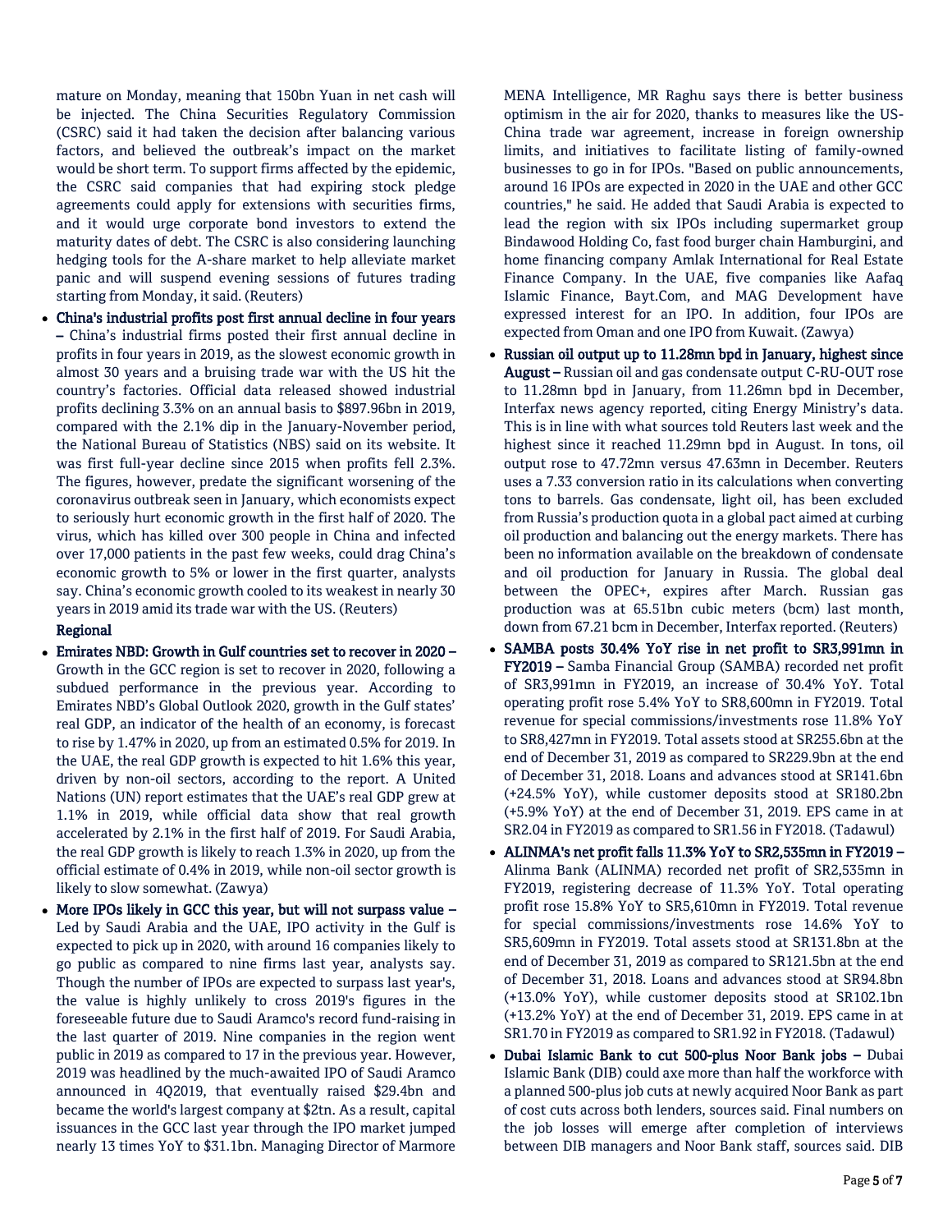mature on Monday, meaning that 150bn Yuan in net cash will be injected. The China Securities Regulatory Commission (CSRC) said it had taken the decision after balancing various factors, and believed the outbreak's impact on the market would be short term. To support firms affected by the epidemic, the CSRC said companies that had expiring stock pledge agreements could apply for extensions with securities firms, and it would urge corporate bond investors to extend the maturity dates of debt. The CSRC is also considering launching hedging tools for the A-share market to help alleviate market panic and will suspend evening sessions of futures trading starting from Monday, it said. (Reuters)

- **China's industrial profits post first annual decline in four years –** China's industrial firms posted their first annual decline in profits in four years in 2019, as the slowest economic growth in almost 30 years and a bruising trade war with the US hit the country's factories. Official data released showed industrial profits declining 3.3% on an annual basis to $897.96bn in 2019, compared with the 2.1% dip in the January-November period, the National Bureau of Statistics (NBS) said on its website. It was first full-year decline since 2015 when profits fell 2.3%. The figures, however, predate the significant worsening of the coronavirus outbreak seen in January, which economists expect to seriously hurt economic growth in the first half of 2020. The virus, which has killed over 300 people in China and infected over 17,000 patients in the past few weeks, could drag China's economic growth to 5% or lower in the first quarter, analysts say. China's economic growth cooled to its weakest in nearly 30 years in 2019 amid its trade war with the US. (Reuters)

**Regional**

- **Emirates NBD: Growth in Gulf countries set to recover in 2020 –** Growth in the GCC region is set to recover in 2020, following a subdued performance in the previous year. According to Emirates NBD's Global Outlook 2020, growth in the Gulf states' real GDP, an indicator of the health of an economy, is forecast to rise by 1.47% in 2020, up from an estimated 0.5% for 2019. In the UAE, the real GDP growth is expected to hit 1.6% this year, driven by non-oil sectors, according to the report. A United Nations (UN) report estimates that the UAE's real GDP grew at 1.1% in 2019, while official data show that real growth accelerated by 2.1% in the first half of 2019. For Saudi Arabia, the real GDP growth is likely to reach 1.3% in 2020, up from the official estimate of 0.4% in 2019, while non-oil sector growth is likely to slow somewhat. (Zawya)
- **More IPOs likely in GCC this year, but will not surpass value –** Led by Saudi Arabia and the UAE, IPO activity in the Gulf is expected to pick up in 2020, with around 16 companies likely to go public as compared to nine firms last year, analysts say. Though the number of IPOs are expected to surpass last year's, the value is highly unlikely to cross 2019's figures in the foreseeable future due to Saudi Aramco's record fund-raising in the last quarter of 2019. Nine companies in the region went public in 2019 as compared to 17 in the previous year. However, 2019 was headlined by the much-awaited IPO of Saudi Aramco announced in 4Q2019, that eventually raised $29.4bn and became the world's largest company at $2tn. As a result, capital issuances in the GCC last year through the IPO market jumped nearly 13 times YoY to $31.1bn. Managing Director of Marmore MENA Intelligence, MR Raghu says there is better business optimism in the air for 2020, thanks to measures like the US-China trade war agreement, increase in foreign ownership limits, and initiatives to facilitate listing of family-owned businesses to go in for IPOs. "Based on public announcements, around 16 IPOs are expected in 2020 in the UAE and other GCC countries," he said. He added that Saudi Arabia is expected to lead the region with six IPOs including supermarket group Bindawood Holding Co, fast food burger chain Hamburgini, and home financing company Amlak International for Real Estate Finance Company. In the UAE, five companies like Aafaq Islamic Finance, Bayt.Com, and MAG Development have expressed interest for an IPO. In addition, four IPOs are expected from Oman and one IPO from Kuwait. (Zawya)
- **Russian oil output up to 11.28mn bpd in January, highest since August –** Russian oil and gas condensate output C-RU-OUT rose to 11.28mn bpd in January, from 11.26mn bpd in December, Interfax news agency reported, citing Energy Ministry's data. This is in line with what sources told Reuters last week and the highest since it reached 11.29mn bpd in August. In tons, oil output rose to 47.72mn versus 47.63mn in December. Reuters uses a 7.33 conversion ratio in its calculations when converting tons to barrels. Gas condensate, light oil, has been excluded from Russia's production quota in a global pact aimed at curbing oil production and balancing out the energy markets. There has been no information available on the breakdown of condensate and oil production for January in Russia. The global deal between the OPEC+, expires after March. Russian gas production was at 65.51bn cubic meters (bcm) last month, down from 67.21 bcm in December, Interfax reported. (Reuters)
- **SAMBA posts 30.4% YoY rise in net profit to SR3,991mn in FY2019 –** Samba Financial Group (SAMBA) recorded net profit of SR3,991mn in FY2019, an increase of 30.4% YoY. Total operating profit rose 5.4% YoY to SR8,600mn in FY2019. Total revenue for special commissions/investments rose 11.8% YoY to SR8,427mn in FY2019. Total assets stood at SR255.6bn at the end of December 31, 2019 as compared to SR229.9bn at the end of December 31, 2018. Loans and advances stood at SR141.6bn (+24.5% YoY), while customer deposits stood at SR180.2bn (+5.9% YoY) at the end of December 31, 2019. EPS came in at SR2.04 in FY2019 as compared to SR1.56 in FY2018. (Tadawul)
- **ALINMA's net profit falls 11.3% YoY to SR2,535mn in FY2019 –** Alinma Bank (ALINMA) recorded net profit of SR2,535mn in FY2019, registering decrease of 11.3% YoY. Total operating profit rose 15.8% YoY to SR5,610mn in FY2019. Total revenue for special commissions/investments rose 14.6% YoY to SR5,609mn in FY2019. Total assets stood at SR131.8bn at the end of December 31, 2019 as compared to SR121.5bn at the end of December 31, 2018. Loans and advances stood at SR94.8bn (+13.0% YoY), while customer deposits stood at SR102.1bn (+13.2% YoY) at the end of December 31, 2019. EPS came in at SR1.70 in FY2019 as compared to SR1.92 in FY2018. (Tadawul)
- **Dubai Islamic Bank to cut 500-plus Noor Bank jobs –** Dubai Islamic Bank (DIB) could axe more than half the workforce with a planned 500-plus job cuts at newly acquired Noor Bank as part of cost cuts across both lenders, sources said. Final numbers on the job losses will emerge after completion of interviews between DIB managers and Noor Bank staff, sources said. DIB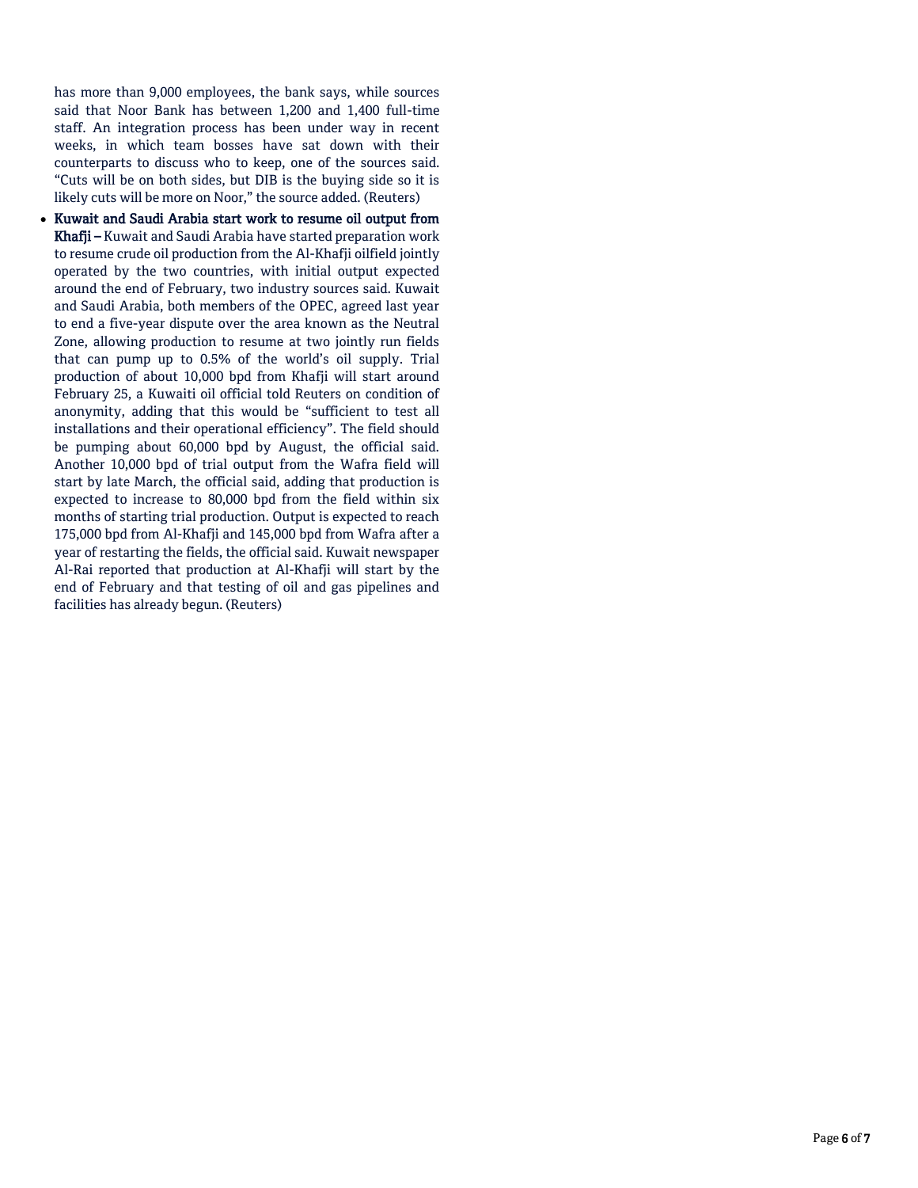has more than 9,000 employees, the bank says, while sources said that Noor Bank has between 1,200 and 1,400 full-time staff. An integration process has been under way in recent weeks, in which team bosses have sat down with their counterparts to discuss who to keep, one of the sources said. "Cuts will be on both sides, but DIB is the buying side so it is likely cuts will be more on Noor," the source added. (Reuters)

- **Kuwait and Saudi Arabia start work to resume oil output from Khafji –** Kuwait and Saudi Arabia have started preparation work to resume crude oil production from the Al-Khafji oilfield jointly operated by the two countries, with initial output expected around the end of February, two industry sources said. Kuwait and Saudi Arabia, both members of the OPEC, agreed last year to end a five-year dispute over the area known as the Neutral Zone, allowing production to resume at two jointly run fields that can pump up to 0.5% of the world's oil supply. Trial production of about 10,000 bpd from Khafji will start around February 25, a Kuwaiti oil official told Reuters on condition of anonymity, adding that this would be "sufficient to test all installations and their operational efficiency". The field should be pumping about 60,000 bpd by August, the official said. Another 10,000 bpd of trial output from the Wafra field will start by late March, the official said, adding that production is expected to increase to 80,000 bpd from the field within six months of starting trial production. Output is expected to reach 175,000 bpd from Al-Khafji and 145,000 bpd from Wafra after a year of restarting the fields, the official said. Kuwait newspaper Al-Rai reported that production at Al-Khafji will start by the end of February and that testing of oil and gas pipelines and facilities has already begun. (Reuters)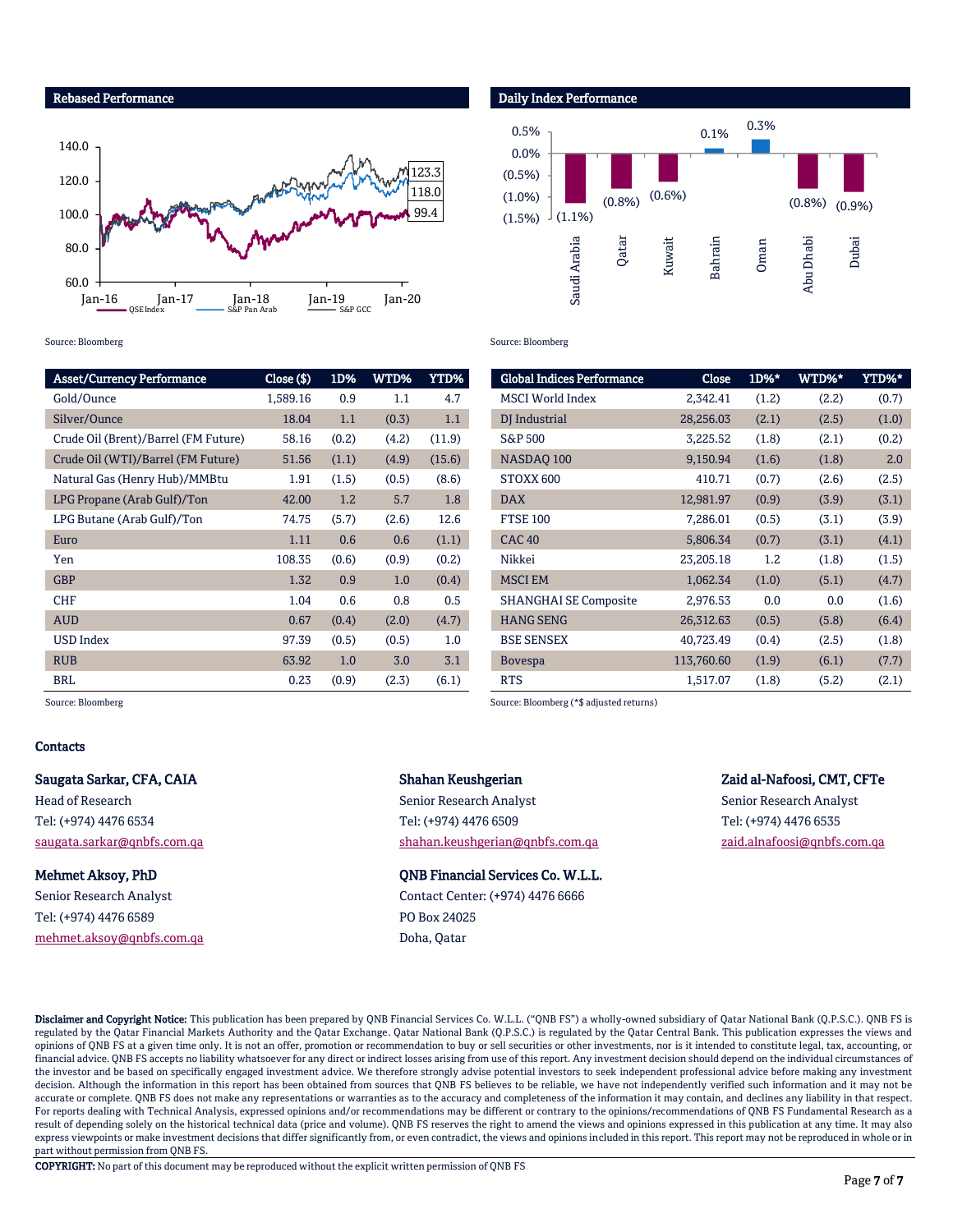## Rebased Performance

140.0
120.0
100.0
80.0
60.0

Jan-16 Jan-17 Jan-18 Jan-19 Jan-20

123.3
118.0
99.4

QSE Index S&P Pan Arab S&P GCC

Source: Bloomberg

## Daily Index Performance

0.5%
0.0%
(0.5%)
(1.0%)
(1.5%)

(1.1%) (0.8%) (0.6%) 0.1% 0.3% (0.8%) (0.9%)

Saudi Arabia Qatar Kuwait Bahrain Oman Abu Dhabi Dubai

Source: Bloomberg

| Asset/Currency Performance | Close ($) | 1D% | WTD% | YTD% |
|---|---|---|---|---|
| Gold/Ounce | 1,589.16 | 0.9 | 1.1 | 4.7 |
| Silver/Ounce | 18.04 | 1.1 | (0.3) | 1.1 |
| Crude Oil (Brent)/Barrel (FM Future) | 58.16 | (0.2) | (4.2) | (11.9) |
| Crude Oil (WTI)/Barrel (FM Future) | 51.56 | (1.1) | (4.9) | (15.6) |
| Natural Gas (Henry Hub)/MMBtu | 1.91 | (1.5) | (0.5) | (8.6) |
| LPG Propane (Arab Gulf)/Ton | 42.00 | 1.2 | 5.7 | 1.8 |
| LPG Butane (Arab Gulf)/Ton | 74.75 | (5.7) | (2.6) | 12.6 |
| Euro | 1.11 | 0.6 | 0.6 | (1.1) |
| Yen | 108.35 | (0.6) | (0.9) | (0.2) |
| GBP | 1.32 | 0.9 | 1.0 | (0.4) |
| CHF | 1.04 | 0.6 | 0.8 | 0.5 |
| AUD | 0.67 | (0.4) | (2.0) | (4.7) |
| USD Index | 97.39 | (0.5) | (0.5) | 1.0 |
| RUB | 63.92 | 1.0 | 3.0 | 3.1 |
| BRL | 0.23 | (0.9) | (2.3) | (6.1) |

Source: Bloomberg

| Global Indices Performance | Close | 1D%* | WTD%* | YTD%* |
|---|---|---|---|---|
| MSCI World Index | 2,342.41 | (1.2) | (2.2) | (0.7) |
| DJ Industrial | 28,256.03 | (2.1) | (2.5) | (1.0) |
| S&P 500 | 3,225.52 | (1.8) | (2.1) | (0.2) |
| NASDAQ 100 | 9,150.94 | (1.6) | (1.8) | 2.0 |
| STOXX 600 | 410.71 | (0.7) | (2.6) | (2.5) |
| DAX | 12,981.97 | (0.9) | (3.9) | (3.1) |
| FTSE 100 | 7,286.01 | (0.5) | (3.1) | (3.9) |
| CAC 40 | 5,806.34 | (0.7) | (3.1) | (4.1) |
| Nikkei | 23,205.18 | 1.2 | (1.8) | (1.5) |
| MSCI EM | 1,062.34 | (1.0) | (5.1) | (4.7) |
| SHANGHAI SE Composite | 2,976.53 | 0.0 | 0.0 | (1.6) |
| HANG SENG | 26,312.63 | (0.5) | (5.8) | (6.4) |
| BSE SENSEX | 40,723.49 | (0.4) | (2.5) | (1.8) |
| Bovespa | 113,760.60 | (1.9) | (6.1) | (7.7) |
| RTS | 1,517.07 | (1.8) | (5.2) | (2.1) |

Source: Bloomberg (*$ adjusted returns)

### Contacts

**Saugata Sarkar, CFA, CAIA**
Head of Research
Tel: (+974) 4476 6534
saugata.sarkar@qnbfs.com.qa

**Shahan Keushgerian**
Senior Research Analyst
Tel: (+974) 4476 6509
shahan.keushgerian@qnbfs.com.qa

**Zaid al-Nafoosi, CMT, CFTe**
Senior Research Analyst
Tel: (+974) 4476 6535
zaid.alnafoosi@qnbfs.com.qa

**Mehmet Aksoy, PhD**
Senior Research Analyst
Tel: (+974) 4476 6589
mehmet.aksoy@qnbfs.com.qa

**QNB Financial Services Co. W.L.L.**
Contact Center: (+974) 4476 6666
PO Box 24025
Doha, Qatar

**Disclaimer and Copyright Notice:** This publication has been prepared by QNB Financial Services Co. W.L.L. ("QNB FS") a wholly-owned subsidiary of Qatar National Bank (Q.P.S.C.). QNB FS is regulated by the Qatar Financial Markets Authority and the Qatar Exchange. Qatar National Bank (Q.P.S.C.) is regulated by the Qatar Central Bank. This publication expresses the views and opinions of QNB FS at a given time only. It is not an offer, promotion or recommendation to buy or sell securities or other investments, nor is it intended to constitute legal, tax, accounting, or financial advice. QNB FS accepts no liability whatsoever for any direct or indirect losses arising from use of this report. Any investment decision should depend on the individual circumstances of the investor and be based on specifically engaged investment advice. We therefore strongly advise potential investors to seek independent professional advice before making any investment decision. Although the information in this report has been obtained from sources that QNB FS believes to be reliable, we have not independently verified such information and it may not be accurate or complete. QNB FS does not make any representations or warranties as to the accuracy and completeness of the information it may contain, and declines any liability in that respect. For reports dealing with Technical Analysis, expressed opinions and/or recommendations may be different or contrary to the opinions/recommendations of QNB FS Fundamental Research as a result of depending solely on the historical technical data (price and volume). QNB FS reserves the right to amend the views and opinions expressed in this publication at any time. It may also express viewpoints or make investment decisions that differ significantly from, or even contradict, the views and opinions included in this report. This report may not be reproduced in whole or in part without permission from QNB FS.

**COPYRIGHT:** No part of this document may be reproduced without the explicit written permission of QNB FS